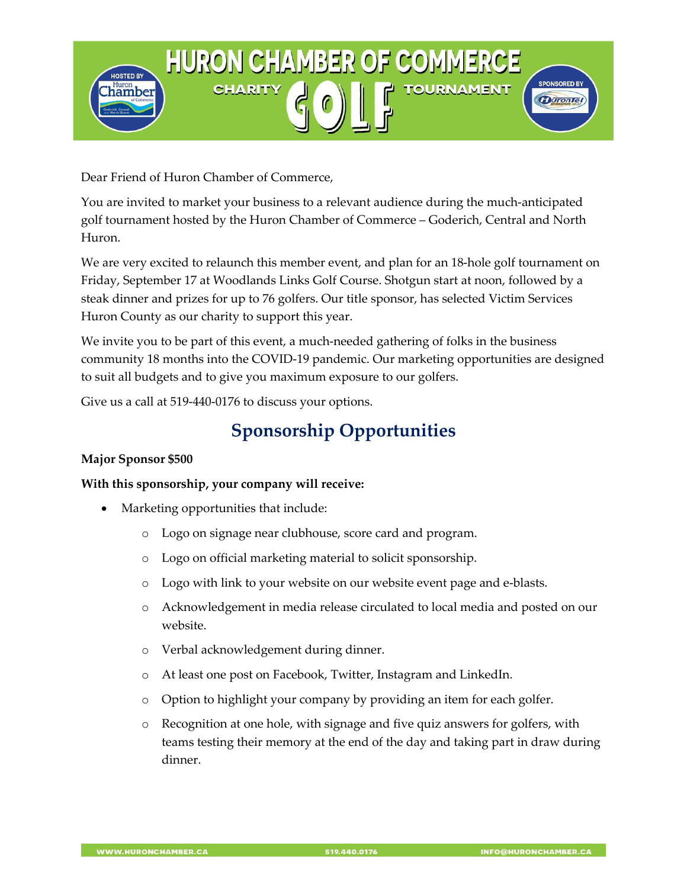# HURON CHAMBER OF COMMERCE CHARITY GOLF TOURNAMENT

HOSTED BY Huron Chamber of Commerce

SPONSORED BY Hurontel

Dear Friend of Huron Chamber of Commerce,

You are invited to market your business to a relevant audience during the much-anticipated golf tournament hosted by the Huron Chamber of Commerce – Goderich, Central and North Huron.

We are very excited to relaunch this member event, and plan for an 18-hole golf tournament on Friday, September 17 at Woodlands Links Golf Course. Shotgun start at noon, followed by a steak dinner and prizes for up to 76 golfers. Our title sponsor, has selected Victim Services Huron County as our charity to support this year.

We invite you to be part of this event, a much-needed gathering of folks in the business community 18 months into the COVID-19 pandemic. Our marketing opportunities are designed to suit all budgets and to give you maximum exposure to our golfers.

Give us a call at 519-440-0176 to discuss your options.

## Sponsorship Opportunities

**Major Sponsor $500**

**With this sponsorship, your company will receive:**

- Marketing opportunities that include:
  - Logo on signage near clubhouse, score card and program.
  - Logo on official marketing material to solicit sponsorship.
  - Logo with link to your website on our website event page and e-blasts.
  - Acknowledgement in media release circulated to local media and posted on our website.
  - Verbal acknowledgement during dinner.
  - At least one post on Facebook, Twitter, Instagram and LinkedIn.
  - Option to highlight your company by providing an item for each golfer.
  - Recognition at one hole, with signage and five quiz answers for golfers, with teams testing their memory at the end of the day and taking part in draw during dinner.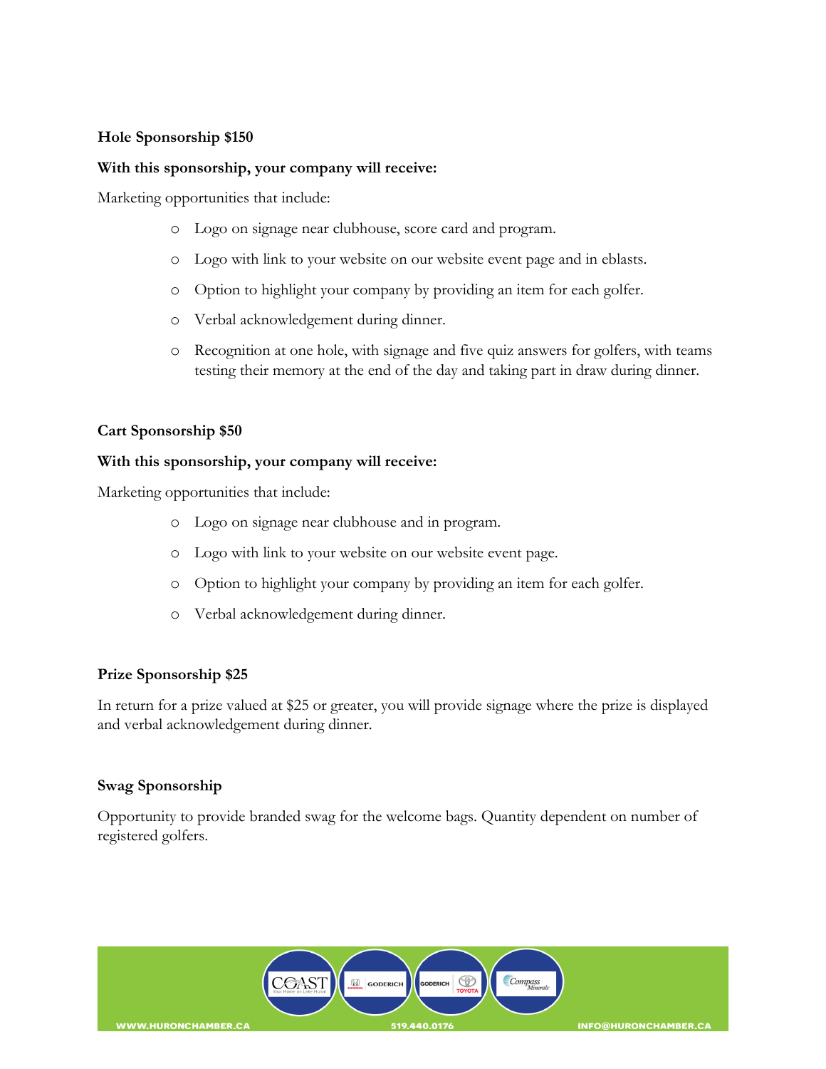**Hole Sponsorship $150**

**With this sponsorship, your company will receive:**

Marketing opportunities that include:

- Logo on signage near clubhouse, score card and program.
- Logo with link to your website on our website event page and in eblasts.
- Option to highlight your company by providing an item for each golfer.
- Verbal acknowledgement during dinner.
- Recognition at one hole, with signage and five quiz answers for golfers, with teams testing their memory at the end of the day and taking part in draw during dinner.

**Cart Sponsorship $50**

**With this sponsorship, your company will receive:**

Marketing opportunities that include:

- Logo on signage near clubhouse and in program.
- Logo with link to your website on our website event page.
- Option to highlight your company by providing an item for each golfer.
- Verbal acknowledgement during dinner.

**Prize Sponsorship $25**

In return for a prize valued at $25 or greater, you will provide signage where the prize is displayed and verbal acknowledgement during dinner.

**Swag Sponsorship**

Opportunity to provide branded swag for the welcome bags. Quantity dependent on number of registered golfers.